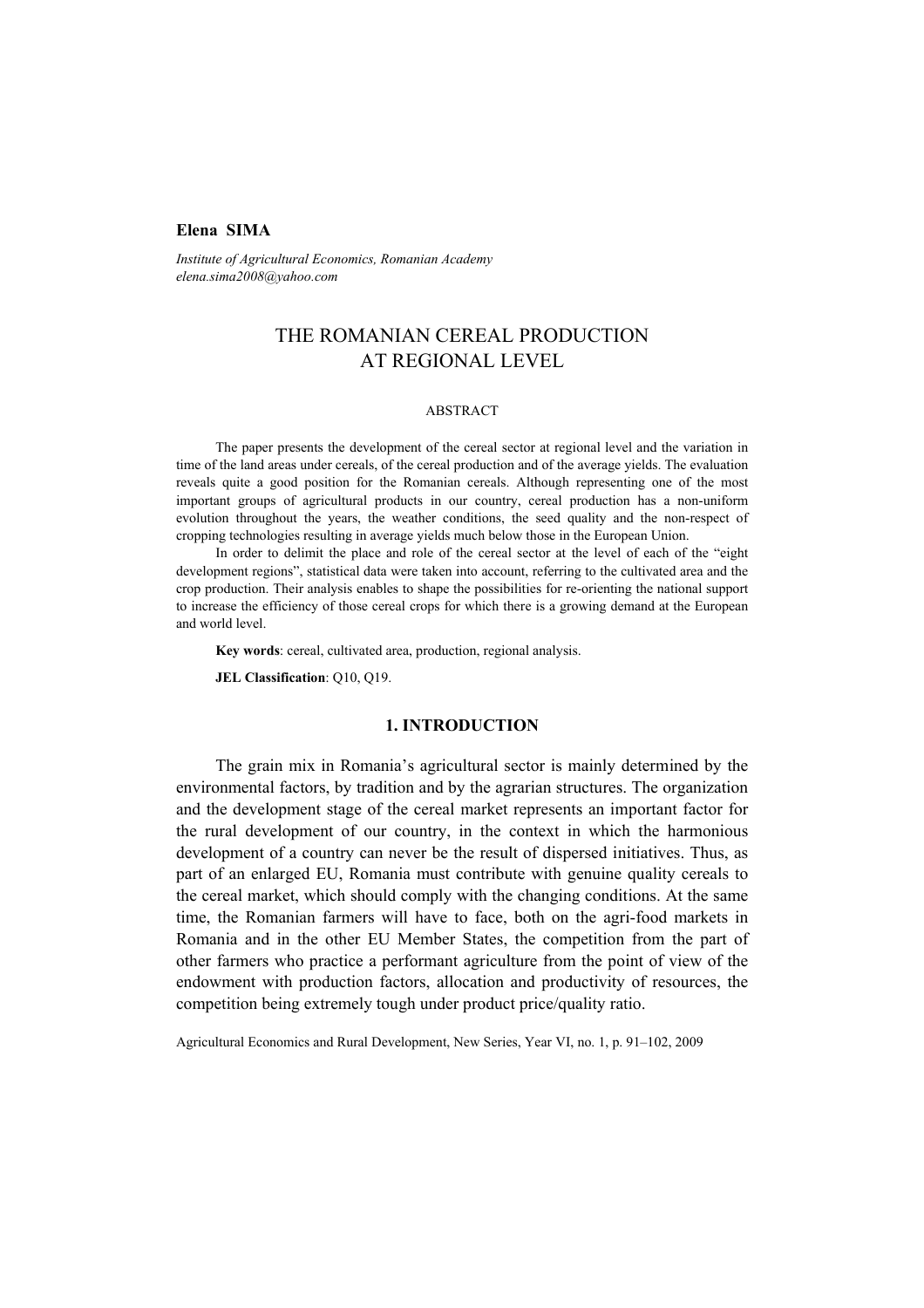**Elena SIMA**

*Institute of Agricultural Economics, Romanian Academy*
*elena.sima2008@yahoo.com*

# THE ROMANIAN CEREAL PRODUCTION AT REGIONAL LEVEL

## ABSTRACT

The paper presents the development of the cereal sector at regional level and the variation in time of the land areas under cereals, of the cereal production and of the average yields. The evaluation reveals quite a good position for the Romanian cereals. Although representing one of the most important groups of agricultural products in our country, cereal production has a non-uniform evolution throughout the years, the weather conditions, the seed quality and the non-respect of cropping technologies resulting in average yields much below those in the European Union.

In order to delimit the place and role of the cereal sector at the level of each of the "eight development regions", statistical data were taken into account, referring to the cultivated area and the crop production. Their analysis enables to shape the possibilities for re-orienting the national support to increase the efficiency of those cereal crops for which there is a growing demand at the European and world level.

**Key words**: cereal, cultivated area, production, regional analysis.

**JEL Classification**: Q10, Q19.

## 1. INTRODUCTION

The grain mix in Romania's agricultural sector is mainly determined by the environmental factors, by tradition and by the agrarian structures. The organization and the development stage of the cereal market represents an important factor for the rural development of our country, in the context in which the harmonious development of a country can never be the result of dispersed initiatives. Thus, as part of an enlarged EU, Romania must contribute with genuine quality cereals to the cereal market, which should comply with the changing conditions. At the same time, the Romanian farmers will have to face, both on the agri-food markets in Romania and in the other EU Member States, the competition from the part of other farmers who practice a performant agriculture from the point of view of the endowment with production factors, allocation and productivity of resources, the competition being extremely tough under product price/quality ratio.

Agricultural Economics and Rural Development, New Series, Year VI, no. 1, p. 91–102, 2009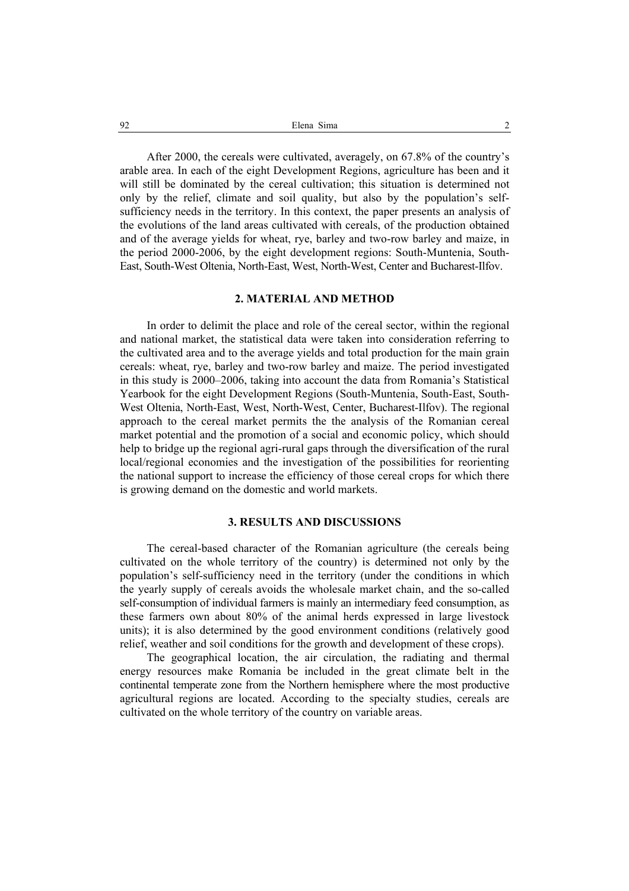After 2000, the cereals were cultivated, averagely, on 67.8% of the country's arable area. In each of the eight Development Regions, agriculture has been and it will still be dominated by the cereal cultivation; this situation is determined not only by the relief, climate and soil quality, but also by the population's self-sufficiency needs in the territory. In this context, the paper presents an analysis of the evolutions of the land areas cultivated with cereals, of the production obtained and of the average yields for wheat, rye, barley and two-row barley and maize, in the period 2000-2006, by the eight development regions: South-Muntenia, South-East, South-West Oltenia, North-East, West, North-West, Center and Bucharest-Ilfov.

## 2. MATERIAL AND METHOD

In order to delimit the place and role of the cereal sector, within the regional and national market, the statistical data were taken into consideration referring to the cultivated area and to the average yields and total production for the main grain cereals: wheat, rye, barley and two-row barley and maize. The period investigated in this study is 2000–2006, taking into account the data from Romania's Statistical Yearbook for the eight Development Regions (South-Muntenia, South-East, South-West Oltenia, North-East, West, North-West, Center, Bucharest-Ilfov). The regional approach to the cereal market permits the analysis of the Romanian cereal market potential and the promotion of a social and economic policy, which should help to bridge up the regional agri-rural gaps through the diversification of the rural local/regional economies and the investigation of the possibilities for reorienting the national support to increase the efficiency of those cereal crops for which there is growing demand on the domestic and world markets.

## 3. RESULTS AND DISCUSSIONS

The cereal-based character of the Romanian agriculture (the cereals being cultivated on the whole territory of the country) is determined not only by the population's self-sufficiency need in the territory (under the conditions in which the yearly supply of cereals avoids the wholesale market chain, and the so-called self-consumption of individual farmers is mainly an intermediary feed consumption, as these farmers own about 80% of the animal herds expressed in large livestock units); it is also determined by the good environment conditions (relatively good relief, weather and soil conditions for the growth and development of these crops).

The geographical location, the air circulation, the radiating and thermal energy resources make Romania be included in the great climate belt in the continental temperate zone from the Northern hemisphere where the most productive agricultural regions are located. According to the specialty studies, cereals are cultivated on the whole territory of the country on variable areas.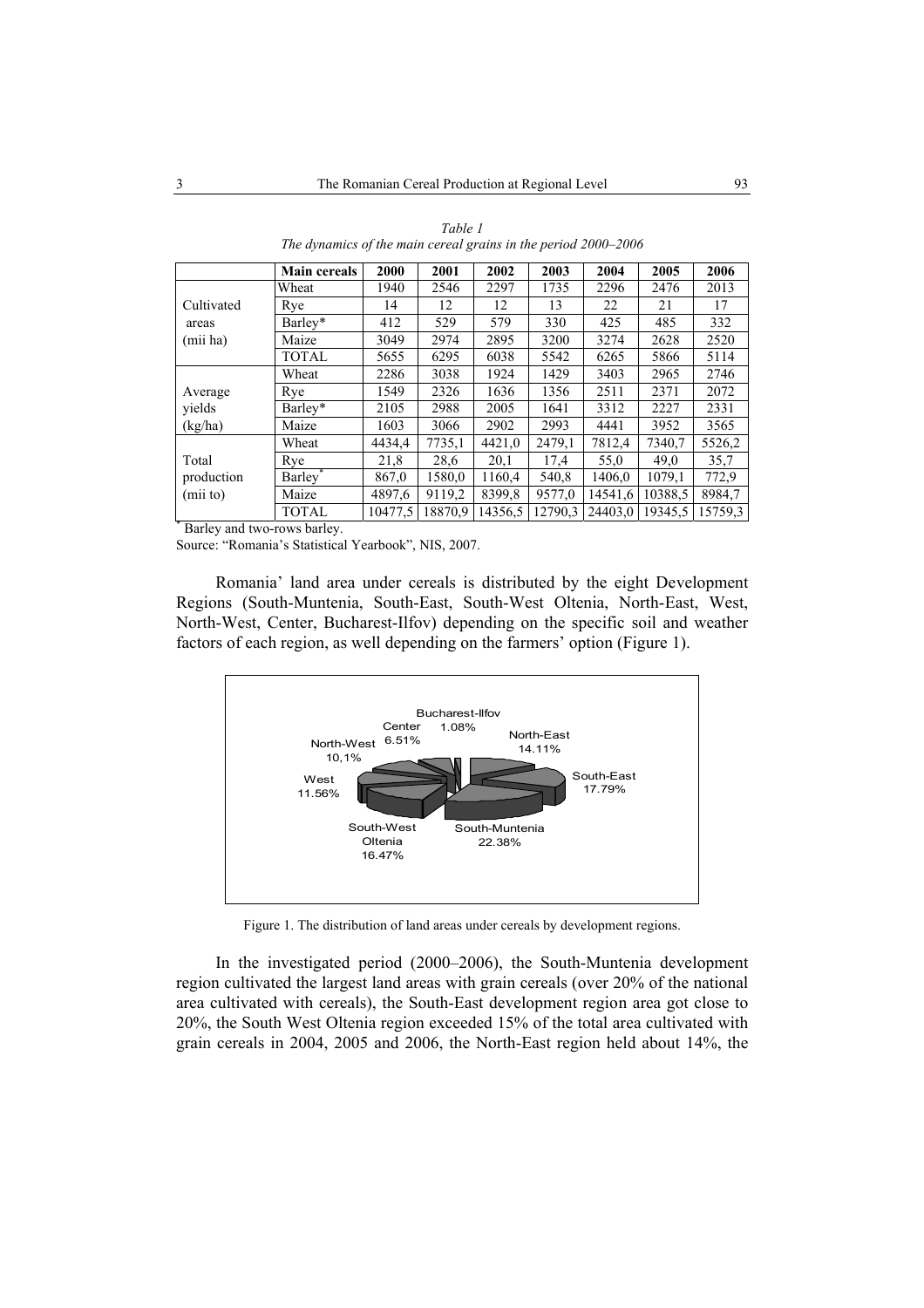*Table 1*
*The dynamics of the main cereal grains in the period 2000–2006*

| | Main cereals | 2000 | 2001 | 2002 | 2003 | 2004 | 2005 | 2006 |
|---|---|---|---|---|---|---|---|---|
| Cultivated areas (mii ha) | Wheat | 1940 | 2546 | 2297 | 1735 | 2296 | 2476 | 2013 |
| | Rye | 14 | 12 | 12 | 13 | 22 | 21 | 17 |
| | Barley* | 412 | 529 | 579 | 330 | 425 | 485 | 332 |
| | Maize | 3049 | 2974 | 2895 | 3200 | 3274 | 2628 | 2520 |
| | TOTAL | 5655 | 6295 | 6038 | 5542 | 6265 | 5866 | 5114 |
| Average yields (kg/ha) | Wheat | 2286 | 3038 | 1924 | 1429 | 3403 | 2965 | 2746 |
| | Rye | 1549 | 2326 | 1636 | 1356 | 2511 | 2371 | 2072 |
| | Barley* | 2105 | 2988 | 2005 | 1641 | 3312 | 2227 | 2331 |
| | Maize | 1603 | 3066 | 2902 | 2993 | 4441 | 3952 | 3565 |
| Total production (mii to) | Wheat | 4434,4 | 7735,1 | 4421,0 | 2479,1 | 7812,4 | 7340,7 | 5526,2 |
| | Rye | 21,8 | 28,6 | 20,1 | 17,4 | 55,0 | 49,0 | 35,7 |
| | Barley* | 867,0 | 1580,0 | 1160,4 | 540,8 | 1406,0 | 1079,1 | 772,9 |
| | Maize | 4897,6 | 9119,2 | 8399,8 | 9577,0 | 14541,6 | 10388,5 | 8984,7 |
| | TOTAL | 10477,5 | 18870,9 | 14356,5 | 12790,3 | 24403,0 | 19345,5 | 15759,3 |

* Barley and two-rows barley.

Source: "Romania's Statistical Yearbook", NIS, 2007.

Romania' land area under cereals is distributed by the eight Development Regions (South-Muntenia, South-East, South-West Oltenia, North-East, West, North-West, Center, Bucharest-Ilfov) depending on the specific soil and weather factors of each region, as well depending on the farmers' option (Figure 1).

Bucharest-Ilfov 1.08%; Center 6.51%; North-West 10,1%; West 11.56%; South-West Oltenia 16.47%; South-Muntenia 22.38%; South-East 17.79%; North-East 14.11%

Figure 1. The distribution of land areas under cereals by development regions.

In the investigated period (2000–2006), the South-Muntenia development region cultivated the largest land areas with grain cereals (over 20% of the national area cultivated with cereals), the South-East development region area got close to 20%, the South West Oltenia region exceeded 15% of the total area cultivated with grain cereals in 2004, 2005 and 2006, the North-East region held about 14%, the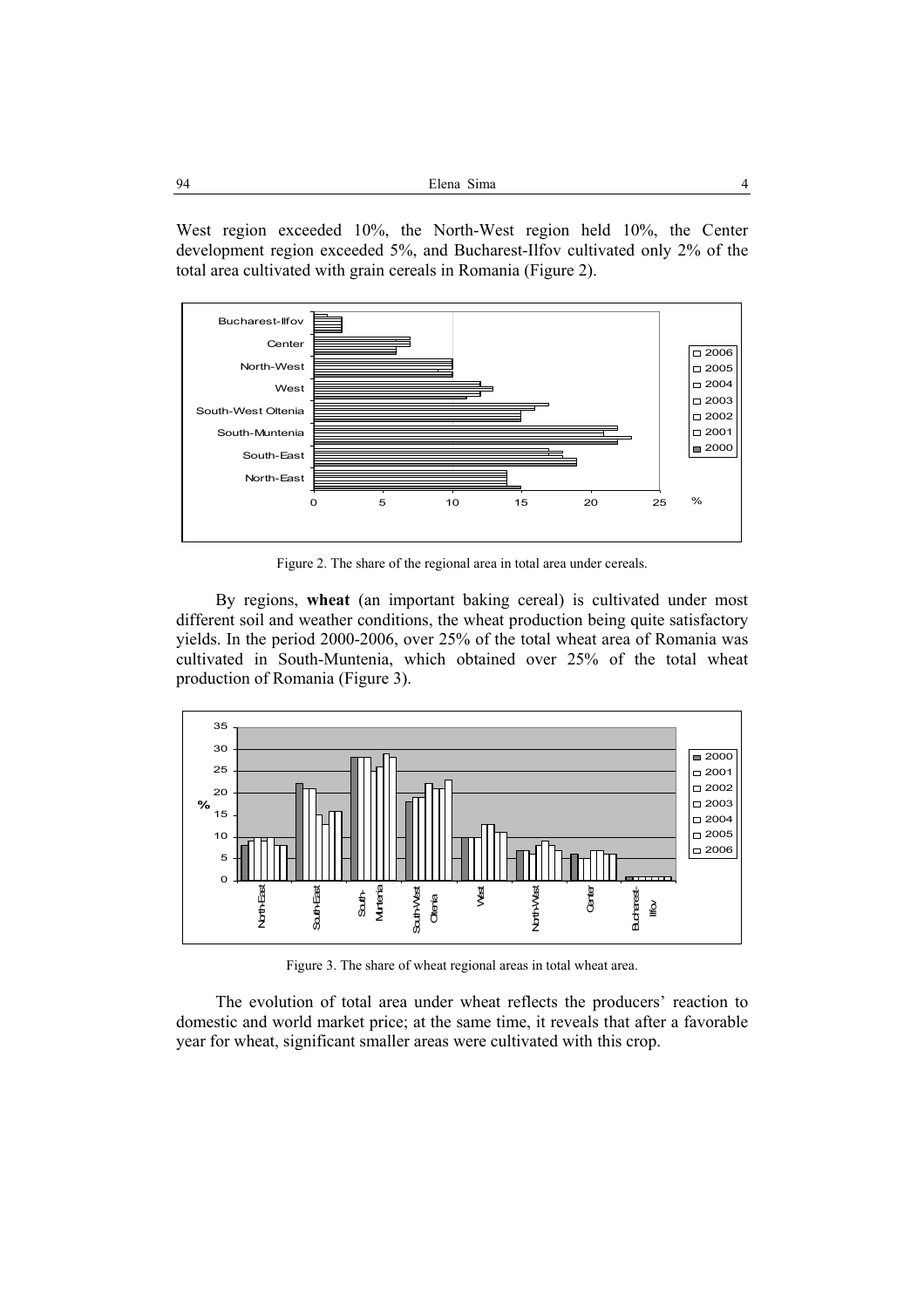West region exceeded 10%, the North-West region held 10%, the Center development region exceeded 5%, and Bucharest-Ilfov cultivated only 2% of the total area cultivated with grain cereals in Romania (Figure 2).

Figure 2. The share of the regional area in total area under cereals.

By regions, **wheat** (an important baking cereal) is cultivated under most different soil and weather conditions, the wheat production being quite satisfactory yields. In the period 2000-2006, over 25% of the total wheat area of Romania was cultivated in South-Muntenia, which obtained over 25% of the total wheat production of Romania (Figure 3).

Figure 3. The share of wheat regional areas in total wheat area.

The evolution of total area under wheat reflects the producers' reaction to domestic and world market price; at the same time, it reveals that after a favorable year for wheat, significant smaller areas were cultivated with this crop.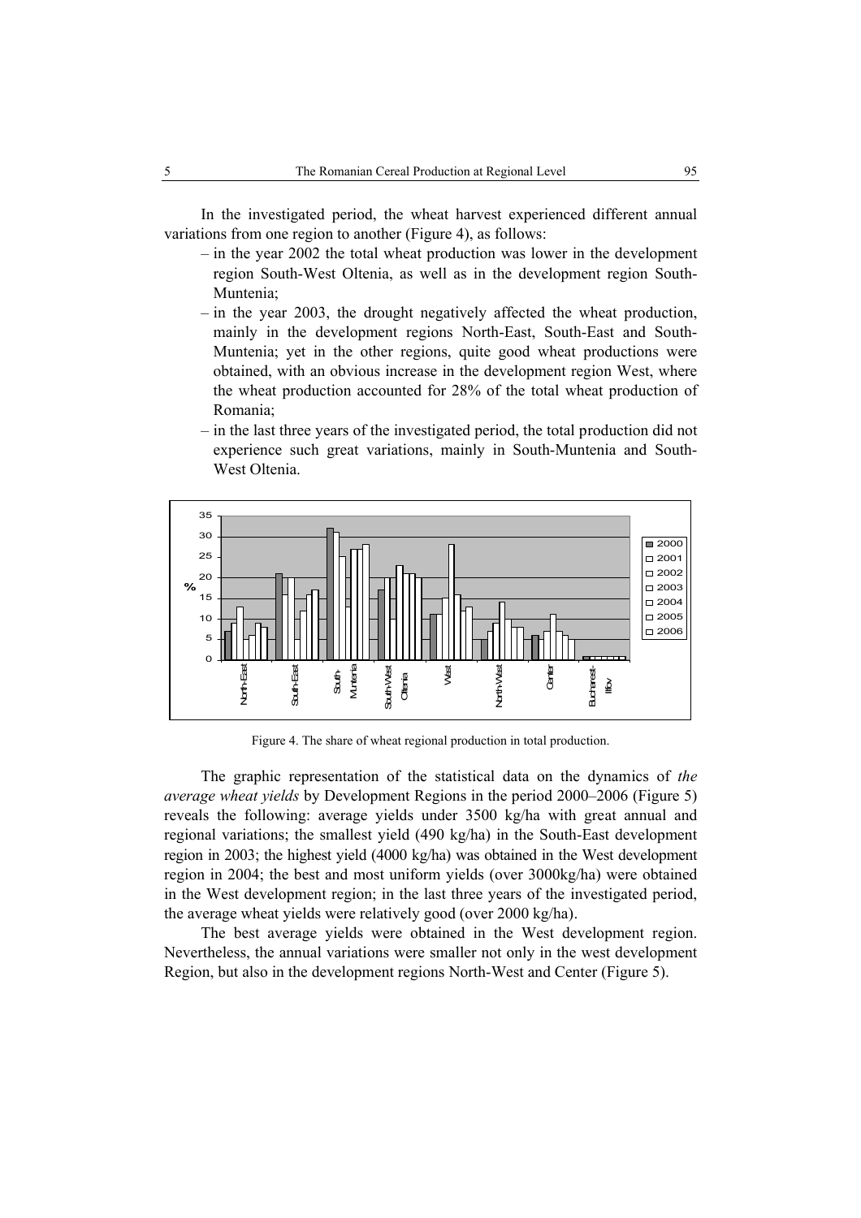In the investigated period, the wheat harvest experienced different annual variations from one region to another (Figure 4), as follows:

– in the year 2002 the total wheat production was lower in the development region South-West Oltenia, as well as in the development region South-Muntenia;

– in the year 2003, the drought negatively affected the wheat production, mainly in the development regions North-East, South-East and South-Muntenia; yet in the other regions, quite good wheat productions were obtained, with an obvious increase in the development region West, where the wheat production accounted for 28% of the total wheat production of Romania;

– in the last three years of the investigated period, the total production did not experience such great variations, mainly in South-Muntenia and South-West Oltenia.

Figure 4. The share of wheat regional production in total production.

The graphic representation of the statistical data on the dynamics of *the average wheat yields* by Development Regions in the period 2000–2006 (Figure 5) reveals the following: average yields under 3500 kg/ha with great annual and regional variations; the smallest yield (490 kg/ha) in the South-East development region in 2003; the highest yield (4000 kg/ha) was obtained in the West development region in 2004; the best and most uniform yields (over 3000kg/ha) were obtained in the West development region; in the last three years of the investigated period, the average wheat yields were relatively good (over 2000 kg/ha).

The best average yields were obtained in the West development region. Nevertheless, the annual variations were smaller not only in the west development Region, but also in the development regions North-West and Center (Figure 5).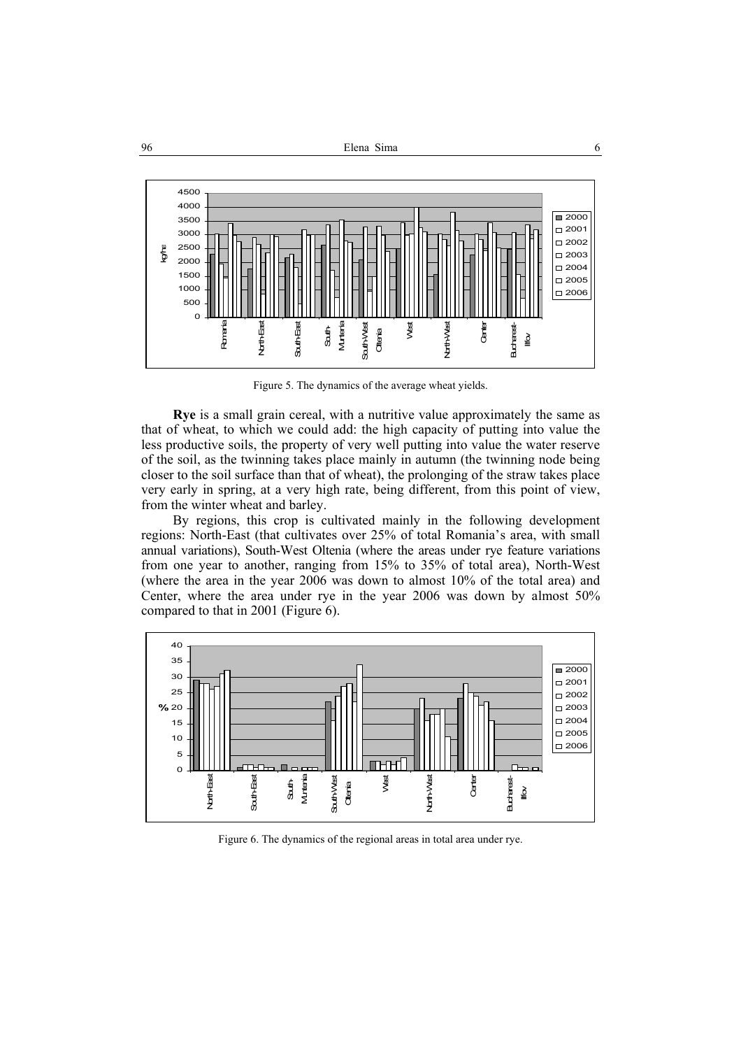Figure 5. The dynamics of the average wheat yields.

**Rye** is a small grain cereal, with a nutritive value approximately the same as that of wheat, to which we could add: the high capacity of putting into value the less productive soils, the property of very well putting into value the water reserve of the soil, as the twinning takes place mainly in autumn (the twinning node being closer to the soil surface than that of wheat), the prolonging of the straw takes place very early in spring, at a very high rate, being different, from this point of view, from the winter wheat and barley.

By regions, this crop is cultivated mainly in the following development regions: North-East (that cultivates over 25% of total Romania's area, with small annual variations), South-West Oltenia (where the areas under rye feature variations from one year to another, ranging from 15% to 35% of total area), North-West (where the area in the year 2006 was down to almost 10% of the total area) and Center, where the area under rye in the year 2006 was down by almost 50% compared to that in 2001 (Figure 6).

Figure 6. The dynamics of the regional areas in total area under rye.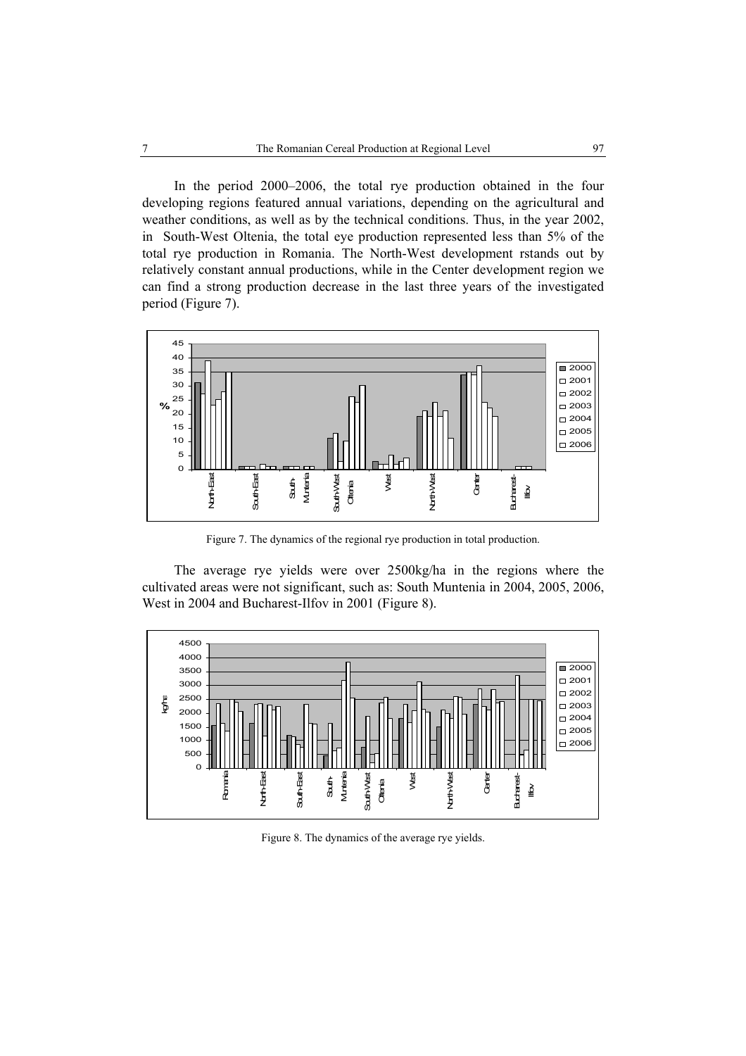In the period 2000–2006, the total rye production obtained in the four developing regions featured annual variations, depending on the agricultural and weather conditions, as well as by the technical conditions. Thus, in the year 2002, in South-West Oltenia, the total eye production represented less than 5% of the total rye production in Romania. The North-West development rstands out by relatively constant annual productions, while in the Center development region we can find a strong production decrease in the last three years of the investigated period (Figure 7).

Figure 7. The dynamics of the regional rye production in total production.

The average rye yields were over 2500kg/ha in the regions where the cultivated areas were not significant, such as: South Muntenia in 2004, 2005, 2006, West in 2004 and Bucharest-Ilfov in 2001 (Figure 8).

Figure 8. The dynamics of the average rye yields.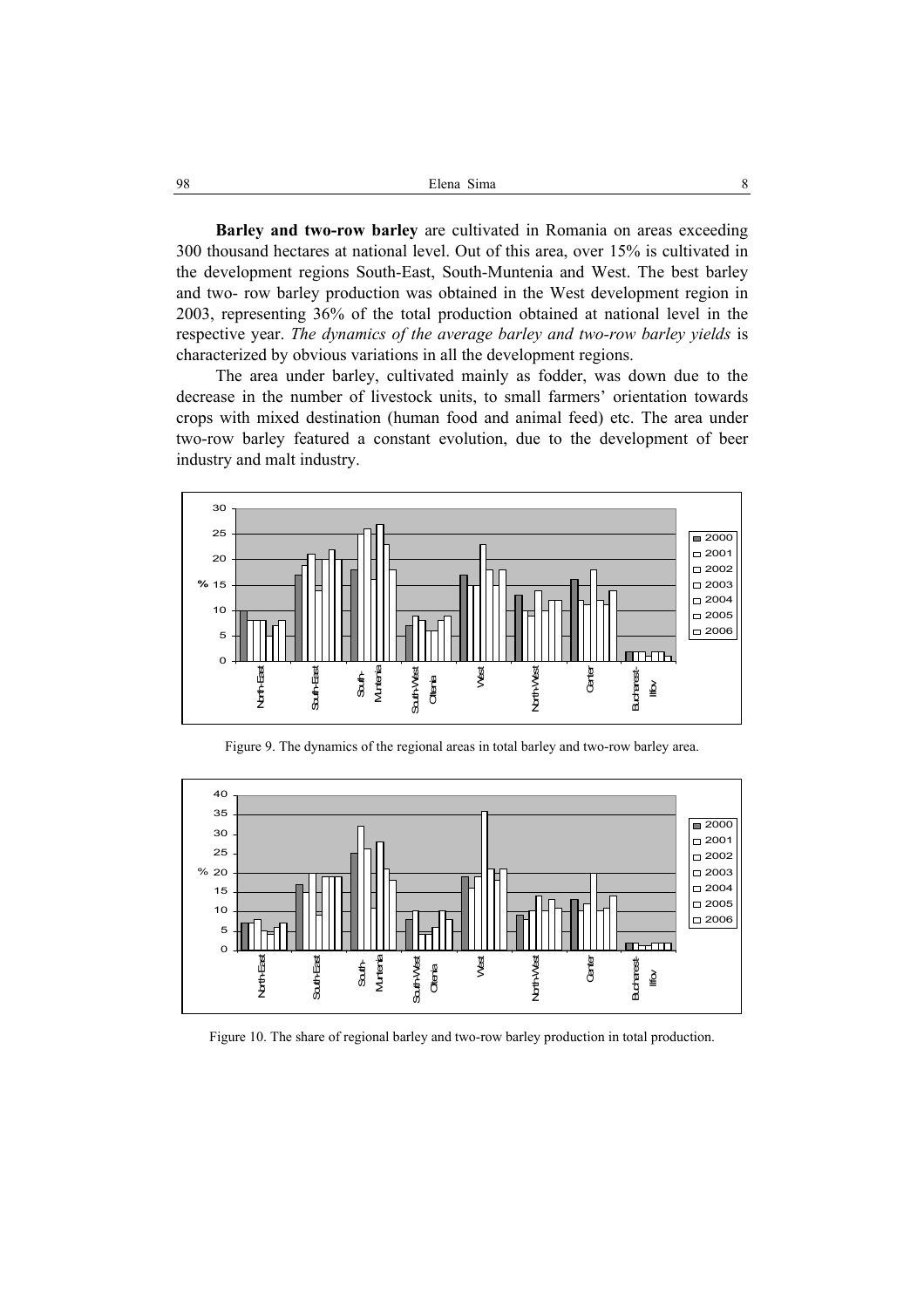**Barley and two-row barley** are cultivated in Romania on areas exceeding 300 thousand hectares at national level. Out of this area, over 15% is cultivated in the development regions South-East, South-Muntenia and West. The best barley and two- row barley production was obtained in the West development region in 2003, representing 36% of the total production obtained at national level in the respective year. *The dynamics of the average barley and two-row barley yields* is characterized by obvious variations in all the development regions.

The area under barley, cultivated mainly as fodder, was down due to the decrease in the number of livestock units, to small farmers' orientation towards crops with mixed destination (human food and animal feed) etc. The area under two-row barley featured a constant evolution, due to the development of beer industry and malt industry.

Figure 9. The dynamics of the regional areas in total barley and two-row barley area.

Figure 10. The share of regional barley and two-row barley production in total production.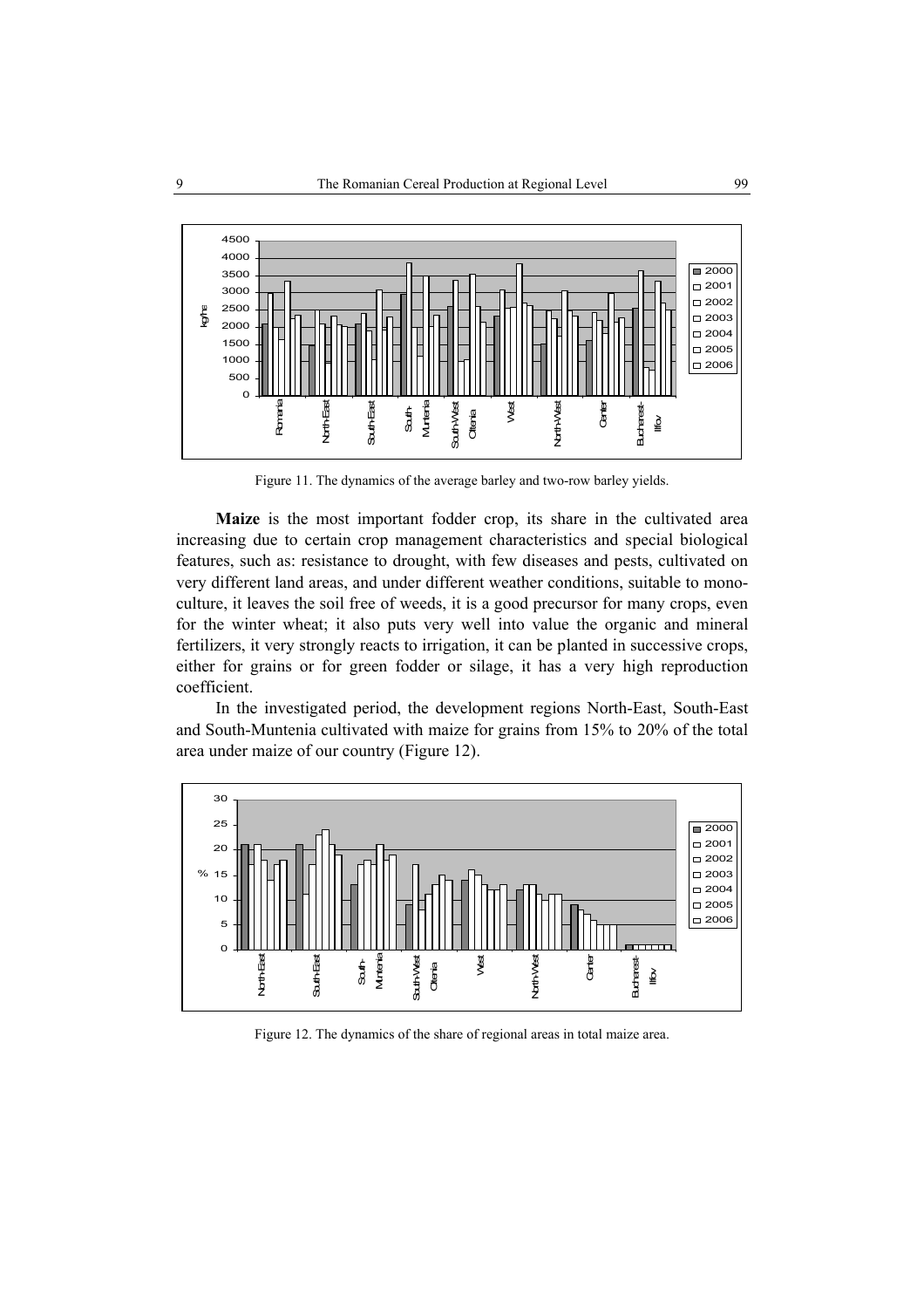Figure 11. The dynamics of the average barley and two-row barley yields.

**Maize** is the most important fodder crop, its share in the cultivated area increasing due to certain crop management characteristics and special biological features, such as: resistance to drought, with few diseases and pests, cultivated on very different land areas, and under different weather conditions, suitable to monoculture, it leaves the soil free of weeds, it is a good precursor for many crops, even for the winter wheat; it also puts very well into value the organic and mineral fertilizers, it very strongly reacts to irrigation, it can be planted in successive crops, either for grains or for green fodder or silage, it has a very high reproduction coefficient.

In the investigated period, the development regions North-East, South-East and South-Muntenia cultivated with maize for grains from 15% to 20% of the total area under maize of our country (Figure 12).

Figure 12. The dynamics of the share of regional areas in total maize area.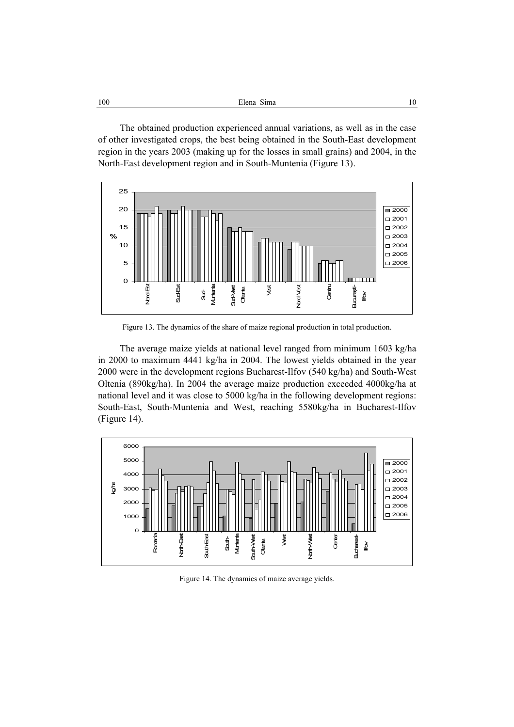The obtained production experienced annual variations, as well as in the case of other investigated crops, the best being obtained in the South-East development region in the years 2003 (making up for the losses in small grains) and 2004, in the North-East development region and in South-Muntenia (Figure 13).

Figure 13. The dynamics of the share of maize regional production in total production.

The average maize yields at national level ranged from minimum 1603 kg/ha in 2000 to maximum 4441 kg/ha in 2004. The lowest yields obtained in the year 2000 were in the development regions Bucharest-Ilfov (540 kg/ha) and South-West Oltenia (890kg/ha). In 2004 the average maize production exceeded 4000kg/ha at national level and it was close to 5000 kg/ha in the following development regions: South-East, South-Muntenia and West, reaching 5580kg/ha in Bucharest-Ilfov (Figure 14).

Figure 14. The dynamics of maize average yields.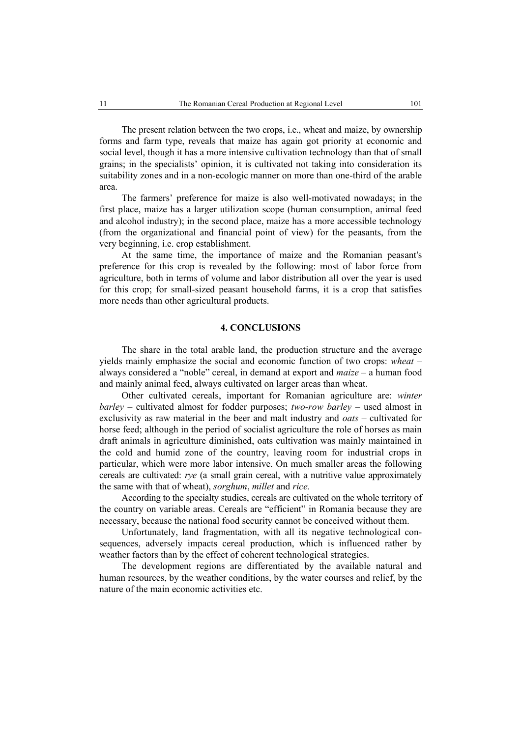The present relation between the two crops, i.e., wheat and maize, by ownership forms and farm type, reveals that maize has again got priority at economic and social level, though it has a more intensive cultivation technology than that of small grains; in the specialists' opinion, it is cultivated not taking into consideration its suitability zones and in a non-ecologic manner on more than one-third of the arable area.

The farmers' preference for maize is also well-motivated nowadays; in the first place, maize has a larger utilization scope (human consumption, animal feed and alcohol industry); in the second place, maize has a more accessible technology (from the organizational and financial point of view) for the peasants, from the very beginning, i.e. crop establishment.

At the same time, the importance of maize and the Romanian peasant's preference for this crop is revealed by the following: most of labor force from agriculture, both in terms of volume and labor distribution all over the year is used for this crop; for small-sized peasant household farms, it is a crop that satisfies more needs than other agricultural products.

## 4. CONCLUSIONS

The share in the total arable land, the production structure and the average yields mainly emphasize the social and economic function of two crops: *wheat* – always considered a "noble" cereal, in demand at export and *maize* – a human food and mainly animal feed, always cultivated on larger areas than wheat.

Other cultivated cereals, important for Romanian agriculture are: *winter barley* – cultivated almost for fodder purposes; *two-row barley* – used almost in exclusivity as raw material in the beer and malt industry and *oats* – cultivated for horse feed; although in the period of socialist agriculture the role of horses as main draft animals in agriculture diminished, oats cultivation was mainly maintained in the cold and humid zone of the country, leaving room for industrial crops in particular, which were more labor intensive. On much smaller areas the following cereals are cultivated: *rye* (a small grain cereal, with a nutritive value approximately the same with that of wheat), *sorghum*, *millet* and *rice.*

According to the specialty studies, cereals are cultivated on the whole territory of the country on variable areas. Cereals are "efficient" in Romania because they are necessary, because the national food security cannot be conceived without them.

Unfortunately, land fragmentation, with all its negative technological consequences, adversely impacts cereal production, which is influenced rather by weather factors than by the effect of coherent technological strategies.

The development regions are differentiated by the available natural and human resources, by the weather conditions, by the water courses and relief, by the nature of the main economic activities etc.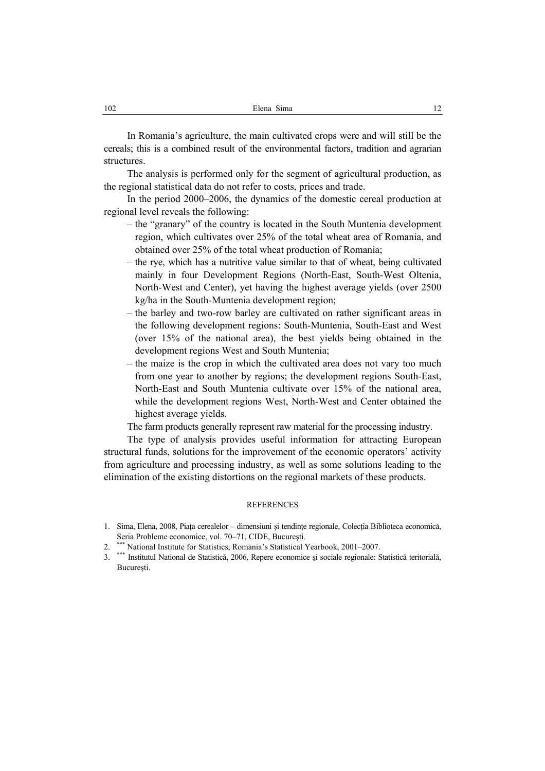In Romania's agriculture, the main cultivated crops were and will still be the cereals; this is a combined result of the environmental factors, tradition and agrarian structures.

The analysis is performed only for the segment of agricultural production, as the regional statistical data do not refer to costs, prices and trade.

In the period 2000–2006, the dynamics of the domestic cereal production at regional level reveals the following:

– the "granary" of the country is located in the South Muntenia development region, which cultivates over 25% of the total wheat area of Romania, and obtained over 25% of the total wheat production of Romania;

– the rye, which has a nutritive value similar to that of wheat, being cultivated mainly in four Development Regions (North-East, South-West Oltenia, North-West and Center), yet having the highest average yields (over 2500 kg/ha in the South-Muntenia development region;

– the barley and two-row barley are cultivated on rather significant areas in the following development regions: South-Muntenia, South-East and West (over 15% of the national area), the best yields being obtained in the development regions West and South Muntenia;

– the maize is the crop in which the cultivated area does not vary too much from one year to another by regions; the development regions South-East, North-East and South Muntenia cultivate over 15% of the national area, while the development regions West, North-West and Center obtained the highest average yields.

The farm products generally represent raw material for the processing industry.

The type of analysis provides useful information for attracting European structural funds, solutions for the improvement of the economic operators' activity from agriculture and processing industry, as well as some solutions leading to the elimination of the existing distortions on the regional markets of these products.

## REFERENCES

1. Sima, Elena, 2008, Piața cerealelor – dimensiuni și tendințe regionale, Colecția Biblioteca economică, Seria Probleme economice, vol. 70–71, CIDE, București.
2. *** National Institute for Statistics, Romania's Statistical Yearbook, 2001–2007.
3. *** Institutul National de Statistică, 2006, Repere economice şi sociale regionale: Statistică teritorială, Bucureşti.